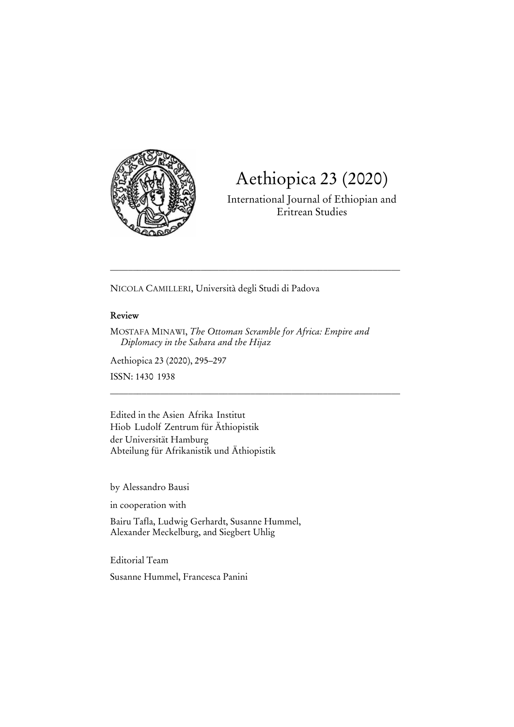# Aethiopica 23 (2020)

International Journal of Ethiopian and Eritrean Studies

---

NICOLA CAMILLERI, Università degli Studi di Padova

**Review**

MOSTAFA MINAWI, *The Ottoman Scramble for Africa: Empire and Diplomacy in the Sahara and the Hijaz*

Aethiopica 23 (2020), 295–297

ISSN: 1430 1938

---

Edited in the Asien Afrika Institut
Hiob Ludolf Zentrum für Äthiopistik
der Universität Hamburg
Abteilung für Afrikanistik und Äthiopistik

by Alessandro Bausi

in cooperation with

Bairu Tafla, Ludwig Gerhardt, Susanne Hummel, Alexander Meckelburg, and Siegbert Uhlig

Editorial Team

Susanne Hummel, Francesca Panini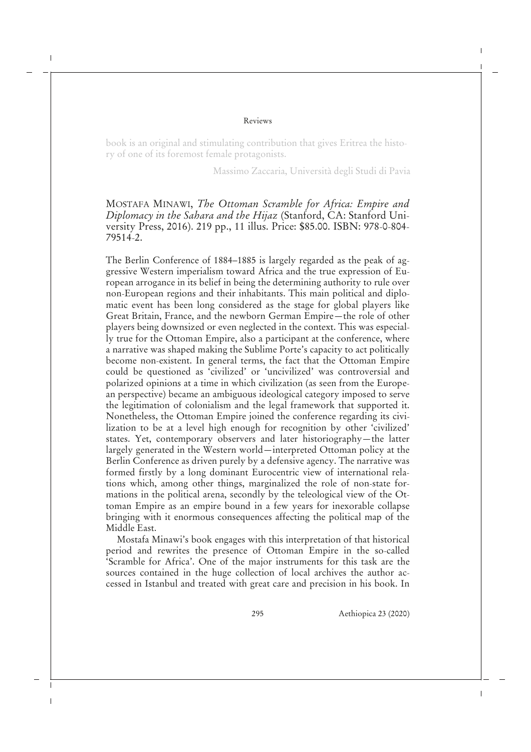book is an original and stimulating contribution that gives Eritrea the history of one of its foremost female protagonists.

Massimo Zaccaria, Università degli Studi di Pavia

MOSTAFA MINAWI, *The Ottoman Scramble for Africa: Empire and Diplomacy in the Sahara and the Hijaz* (Stanford, CA: Stanford University Press, 2016). 219 pp., 11 illus. Price: $85.00. ISBN: 978-0-804-79514-2.

The Berlin Conference of 1884–1885 is largely regarded as the peak of aggressive Western imperialism toward Africa and the true expression of European arrogance in its belief in being the determining authority to rule over non-European regions and their inhabitants. This main political and diplomatic event has been long considered as the stage for global players like Great Britain, France, and the newborn German Empire—the role of other players being downsized or even neglected in the context. This was especially true for the Ottoman Empire, also a participant at the conference, where a narrative was shaped making the Sublime Porte's capacity to act politically become non-existent. In general terms, the fact that the Ottoman Empire could be questioned as 'civilized' or 'uncivilized' was controversial and polarized opinions at a time in which civilization (as seen from the European perspective) became an ambiguous ideological category imposed to serve the legitimation of colonialism and the legal framework that supported it. Nonetheless, the Ottoman Empire joined the conference regarding its civilization to be at a level high enough for recognition by other 'civilized' states. Yet, contemporary observers and later historiography—the latter largely generated in the Western world—interpreted Ottoman policy at the Berlin Conference as driven purely by a defensive agency. The narrative was formed firstly by a long dominant Eurocentric view of international relations which, among other things, marginalized the role of non-state formations in the political arena, secondly by the teleological view of the Ottoman Empire as an empire bound in a few years for inexorable collapse bringing with it enormous consequences affecting the political map of the Middle East.

Mostafa Minawi's book engages with this interpretation of that historical period and rewrites the presence of Ottoman Empire in the so-called 'Scramble for Africa'. One of the major instruments for this task are the sources contained in the huge collection of local archives the author accessed in Istanbul and treated with great care and precision in his book. In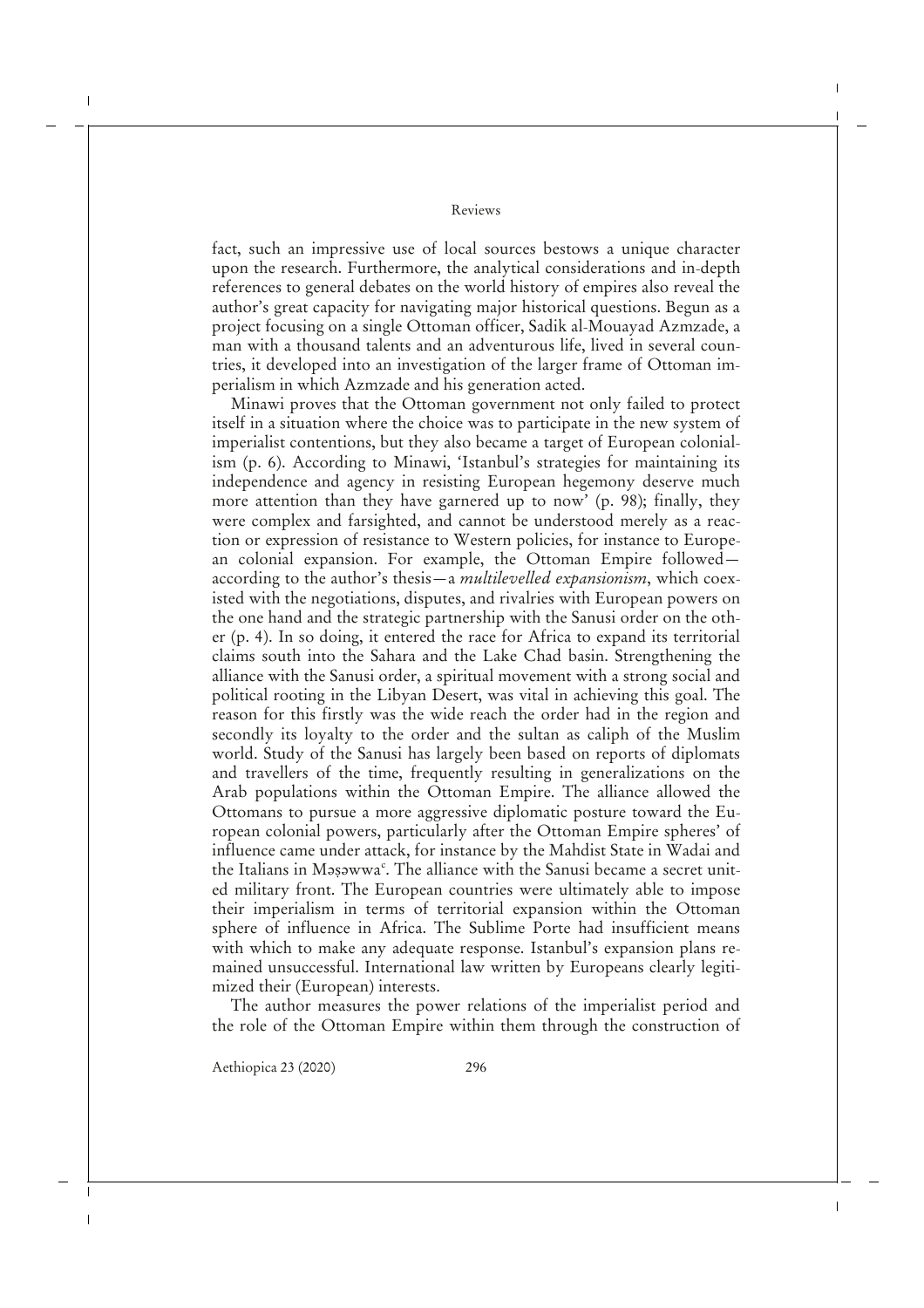fact, such an impressive use of local sources bestows a unique character upon the research. Furthermore, the analytical considerations and in-depth references to general debates on the world history of empires also reveal the author's great capacity for navigating major historical questions. Begun as a project focusing on a single Ottoman officer, Sadik al-Mouayad Azmzade, a man with a thousand talents and an adventurous life, lived in several countries, it developed into an investigation of the larger frame of Ottoman imperialism in which Azmzade and his generation acted.

Minawi proves that the Ottoman government not only failed to protect itself in a situation where the choice was to participate in the new system of imperialist contentions, but they also became a target of European colonialism (p. 6). According to Minawi, 'Istanbul's strategies for maintaining its independence and agency in resisting European hegemony deserve much more attention than they have garnered up to now' (p. 98); finally, they were complex and farsighted, and cannot be understood merely as a reaction or expression of resistance to Western policies, for instance to European colonial expansion. For example, the Ottoman Empire followed—according to the author's thesis—a *multilevelled expansionism*, which coexisted with the negotiations, disputes, and rivalries with European powers on the one hand and the strategic partnership with the Sanusi order on the other (p. 4). In so doing, it entered the race for Africa to expand its territorial claims south into the Sahara and the Lake Chad basin. Strengthening the alliance with the Sanusi order, a spiritual movement with a strong social and political rooting in the Libyan Desert, was vital in achieving this goal. The reason for this firstly was the wide reach the order had in the region and secondly its loyalty to the order and the sultan as caliph of the Muslim world. Study of the Sanusi has largely been based on reports of diplomats and travellers of the time, frequently resulting in generalizations on the Arab populations within the Ottoman Empire. The alliance allowed the Ottomans to pursue a more aggressive diplomatic posture toward the European colonial powers, particularly after the Ottoman Empire spheres' of influence came under attack, for instance by the Mahdist State in Wadai and the Italians in Məṣəwwaᶜ. The alliance with the Sanusi became a secret united military front. The European countries were ultimately able to impose their imperialism in terms of territorial expansion within the Ottoman sphere of influence in Africa. The Sublime Porte had insufficient means with which to make any adequate response. Istanbul's expansion plans remained unsuccessful. International law written by Europeans clearly legitimized their (European) interests.

The author measures the power relations of the imperialist period and the role of the Ottoman Empire within them through the construction of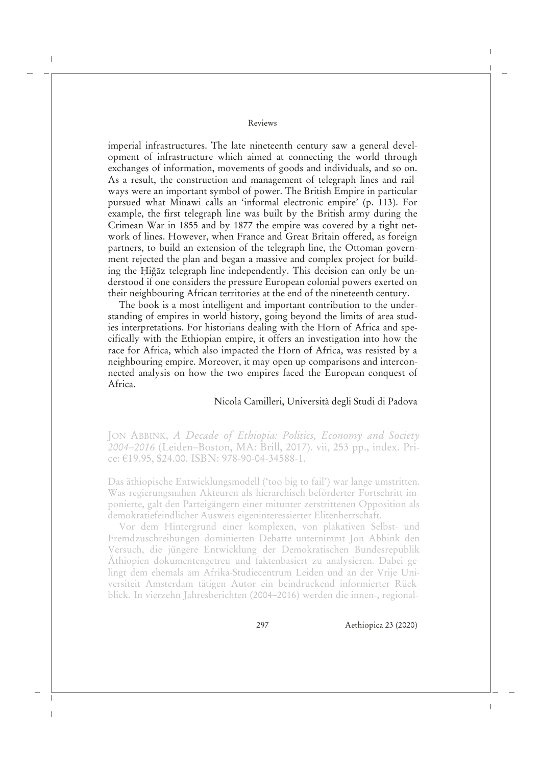imperial infrastructures. The late nineteenth century saw a general development of infrastructure which aimed at connecting the world through exchanges of information, movements of goods and individuals, and so on. As a result, the construction and management of telegraph lines and railways were an important symbol of power. The British Empire in particular pursued what Minawi calls an 'informal electronic empire' (p. 113). For example, the first telegraph line was built by the British army during the Crimean War in 1855 and by 1877 the empire was covered by a tight network of lines. However, when France and Great Britain offered, as foreign partners, to build an extension of the telegraph line, the Ottoman government rejected the plan and began a massive and complex project for building the Ḥiǧāz telegraph line independently. This decision can only be understood if one considers the pressure European colonial powers exerted on their neighbouring African territories at the end of the nineteenth century.

The book is a most intelligent and important contribution to the understanding of empires in world history, going beyond the limits of area studies interpretations. For historians dealing with the Horn of Africa and specifically with the Ethiopian empire, it offers an investigation into how the race for Africa, which also impacted the Horn of Africa, was resisted by a neighbouring empire. Moreover, it may open up comparisons and interconnected analysis on how the two empires faced the European conquest of Africa.

Nicola Camilleri, Università degli Studi di Padova

JON ABBINK, *A Decade of Ethiopia: Politics, Economy and Society 2004–2016* (Leiden–Boston, MA: Brill, 2017). vii, 253 pp., index. Price: €19.95, $24.00. ISBN: 978-90-04-34588-1.

Das äthiopische Entwicklungsmodell ('too big to fail') war lange umstritten. Was regierungsnahen Akteuren als hierarchisch beförderter Fortschritt imponierte, galt den Parteigängern einer mitunter zerstrittenen Opposition als demokratiefeindlicher Ausweis eigeninteressierter Elitenherrschaft.

Vor dem Hintergrund einer komplexen, von plakativen Selbst- und Fremdzuschreibungen dominierten Debatte unternimmt Jon Abbink den Versuch, die jüngere Entwicklung der Demokratischen Bundesrepublik Äthiopien dokumentengetreu und faktenbasiert zu analysieren. Dabei gelingt dem ehemals am Afrika-Studiecentrum Leiden und an der Vrije Universiteit Amsterdam tätigen Autor ein beindruckend informierter Rückblick. In vierzehn Jahresberichten (2004–2016) werden die innen-, regional-